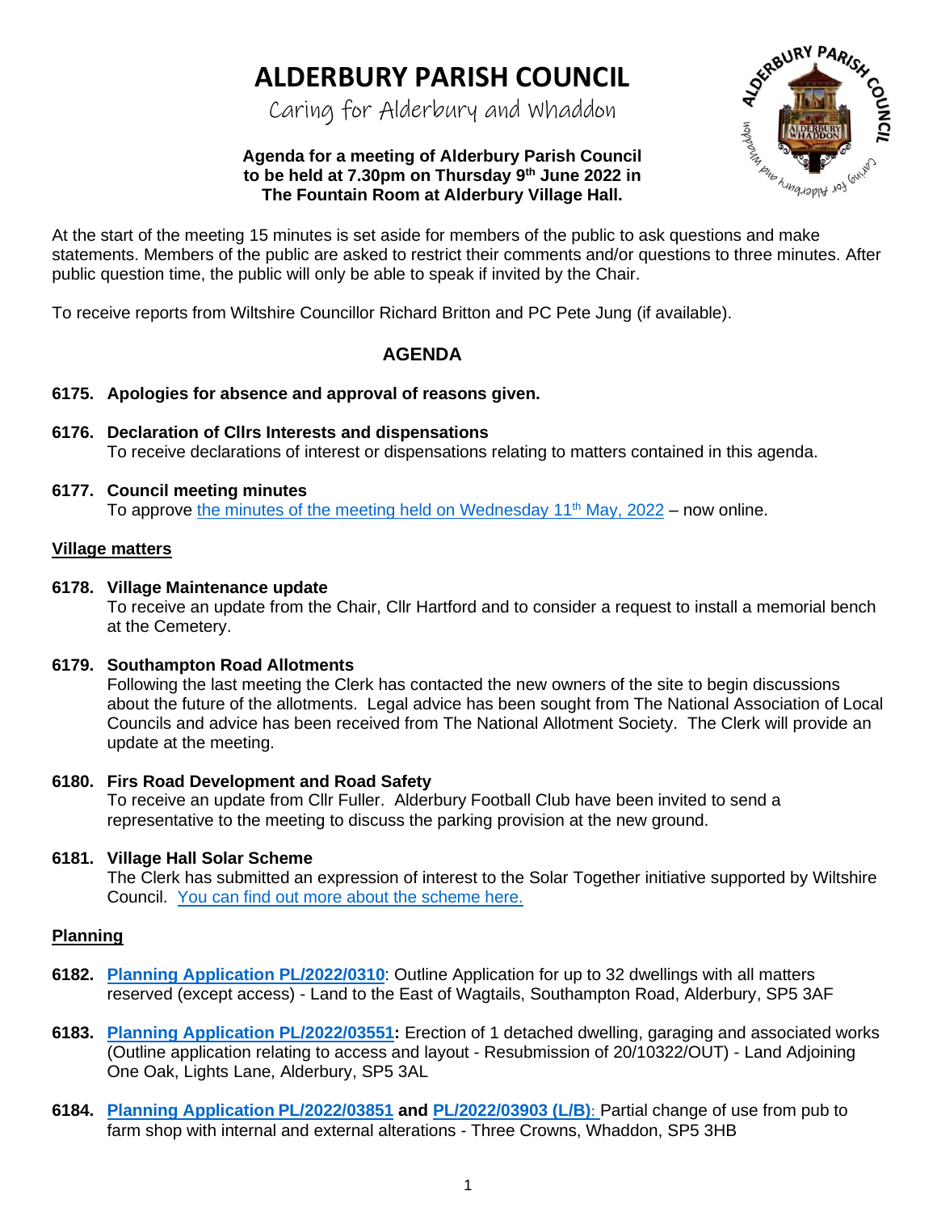# ALDERBURY PARISH COUNCIL

Caring for Alderbury and Whaddon

**Agenda for a meeting of Alderbury Parish Council to be held at 7.30pm on Thursday 9th June 2022 in The Fountain Room at Alderbury Village Hall.**

At the start of the meeting 15 minutes is set aside for members of the public to ask questions and make statements. Members of the public are asked to restrict their comments and/or questions to three minutes. After public question time, the public will only be able to speak if invited by the Chair.

To receive reports from Wiltshire Councillor Richard Britton and PC Pete Jung (if available).

## AGENDA

**6175. Apologies for absence and approval of reasons given.**

**6176. Declaration of Cllrs Interests and dispensations**
To receive declarations of interest or dispensations relating to matters contained in this agenda.

**6177. Council meeting minutes**
To approve the minutes of the meeting held on Wednesday 11th May, 2022 – now online.

### Village matters

**6178. Village Maintenance update**
To receive an update from the Chair, Cllr Hartford and to consider a request to install a memorial bench at the Cemetery.

**6179. Southampton Road Allotments**
Following the last meeting the Clerk has contacted the new owners of the site to begin discussions about the future of the allotments. Legal advice has been sought from The National Association of Local Councils and advice has been received from The National Allotment Society. The Clerk will provide an update at the meeting.

**6180. Firs Road Development and Road Safety**
To receive an update from Cllr Fuller. Alderbury Football Club have been invited to send a representative to the meeting to discuss the parking provision at the new ground.

**6181. Village Hall Solar Scheme**
The Clerk has submitted an expression of interest to the Solar Together initiative supported by Wiltshire Council. You can find out more about the scheme here.

### Planning

**6182. Planning Application PL/2022/0310**: Outline Application for up to 32 dwellings with all matters reserved (except access) - Land to the East of Wagtails, Southampton Road, Alderbury, SP5 3AF

**6183. Planning Application PL/2022/03551:** Erection of 1 detached dwelling, garaging and associated works (Outline application relating to access and layout - Resubmission of 20/10322/OUT) - Land Adjoining One Oak, Lights Lane, Alderbury, SP5 3AL

**6184. Planning Application PL/2022/03851 and PL/2022/03903 (L/B)**: Partial change of use from pub to farm shop with internal and external alterations - Three Crowns, Whaddon, SP5 3HB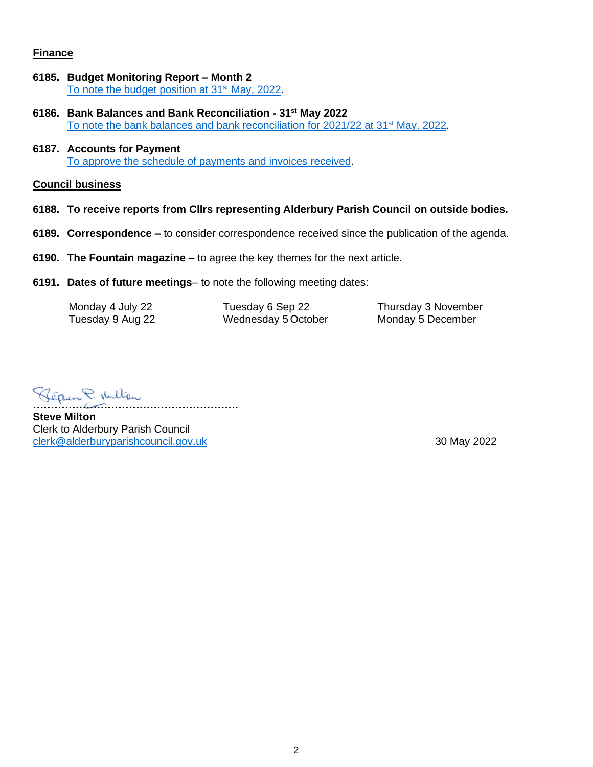**Finance**

**6185. Budget Monitoring Report – Month 2**
To note the budget position at 31st May, 2022.

**6186. Bank Balances and Bank Reconciliation - 31st May 2022**
To note the bank balances and bank reconciliation for 2021/22 at 31st May, 2022.

**6187. Accounts for Payment**
To approve the schedule of payments and invoices received.

**Council business**

**6188. To receive reports from Cllrs representing Alderbury Parish Council on outside bodies.**

**6189. Correspondence –** to consider correspondence received since the publication of the agenda.

**6190. The Fountain magazine –** to agree the key themes for the next article.

**6191. Dates of future meetings**– to note the following meeting dates:

| | | |
|---|---|---|
| Monday 4 July 22 | Tuesday 6 Sep 22 | Thursday 3 November |
| Tuesday 9 Aug 22 | Wednesday 5 October | Monday 5 December |

……………………………………………………

**Steve Milton**
Clerk to Alderbury Parish Council
clerk@alderburyparishcouncil.gov.uk

30 May 2022